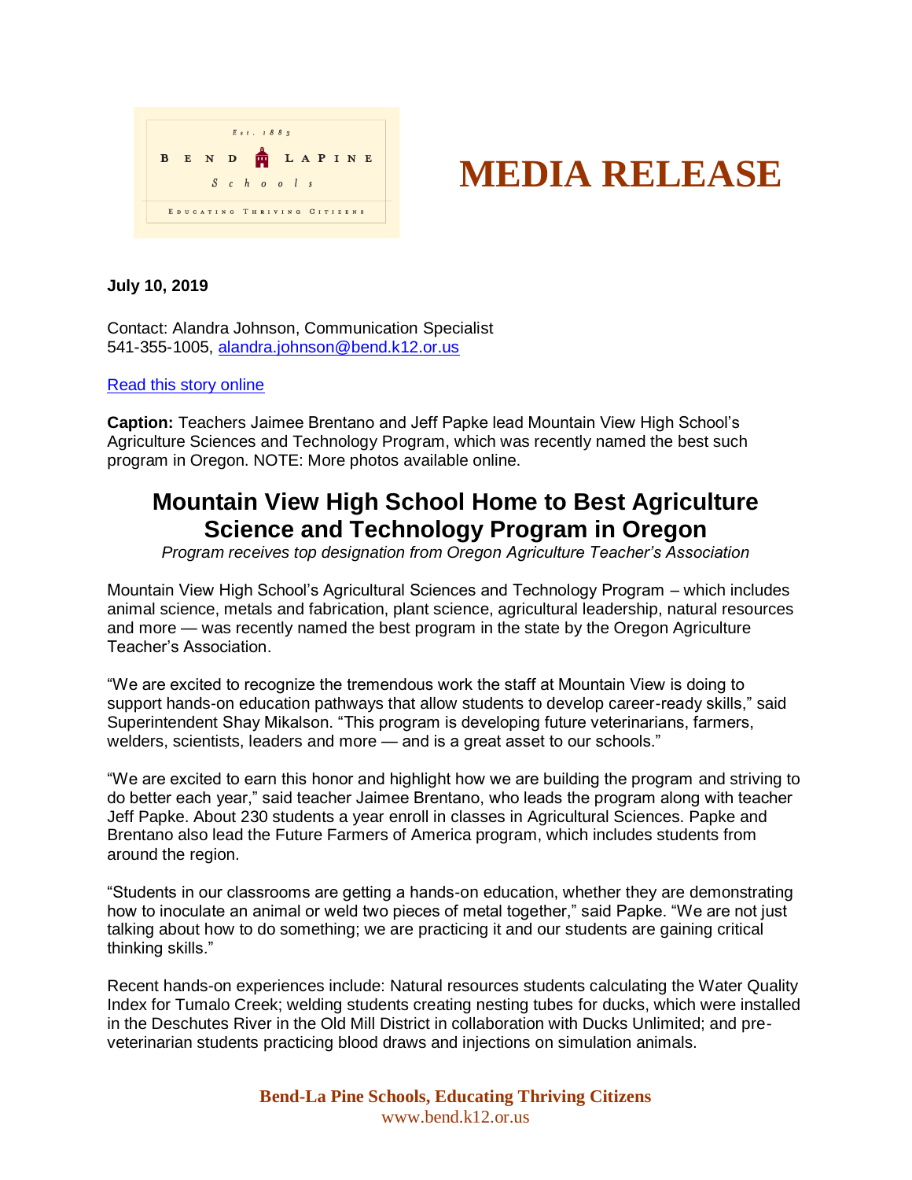Est. 1883

BEND LAPINE Schools

EDUCATING THRIVING CITIZENS

# MEDIA RELEASE

**July 10, 2019**

Contact: Alandra Johnson, Communication Specialist
541-355-1005, alandra.johnson@bend.k12.or.us

Read this story online

**Caption:** Teachers Jaimee Brentano and Jeff Papke lead Mountain View High School's Agriculture Sciences and Technology Program, which was recently named the best such program in Oregon. NOTE: More photos available online.

## Mountain View High School Home to Best Agriculture Science and Technology Program in Oregon

*Program receives top designation from Oregon Agriculture Teacher's Association*

Mountain View High School's Agricultural Sciences and Technology Program – which includes animal science, metals and fabrication, plant science, agricultural leadership, natural resources and more — was recently named the best program in the state by the Oregon Agriculture Teacher's Association.

"We are excited to recognize the tremendous work the staff at Mountain View is doing to support hands-on education pathways that allow students to develop career-ready skills," said Superintendent Shay Mikalson. "This program is developing future veterinarians, farmers, welders, scientists, leaders and more — and is a great asset to our schools."

"We are excited to earn this honor and highlight how we are building the program and striving to do better each year," said teacher Jaimee Brentano, who leads the program along with teacher Jeff Papke. About 230 students a year enroll in classes in Agricultural Sciences. Papke and Brentano also lead the Future Farmers of America program, which includes students from around the region.

"Students in our classrooms are getting a hands-on education, whether they are demonstrating how to inoculate an animal or weld two pieces of metal together," said Papke. "We are not just talking about how to do something; we are practicing it and our students are gaining critical thinking skills."

Recent hands-on experiences include: Natural resources students calculating the Water Quality Index for Tumalo Creek; welding students creating nesting tubes for ducks, which were installed in the Deschutes River in the Old Mill District in collaboration with Ducks Unlimited; and pre-veterinarian students practicing blood draws and injections on simulation animals.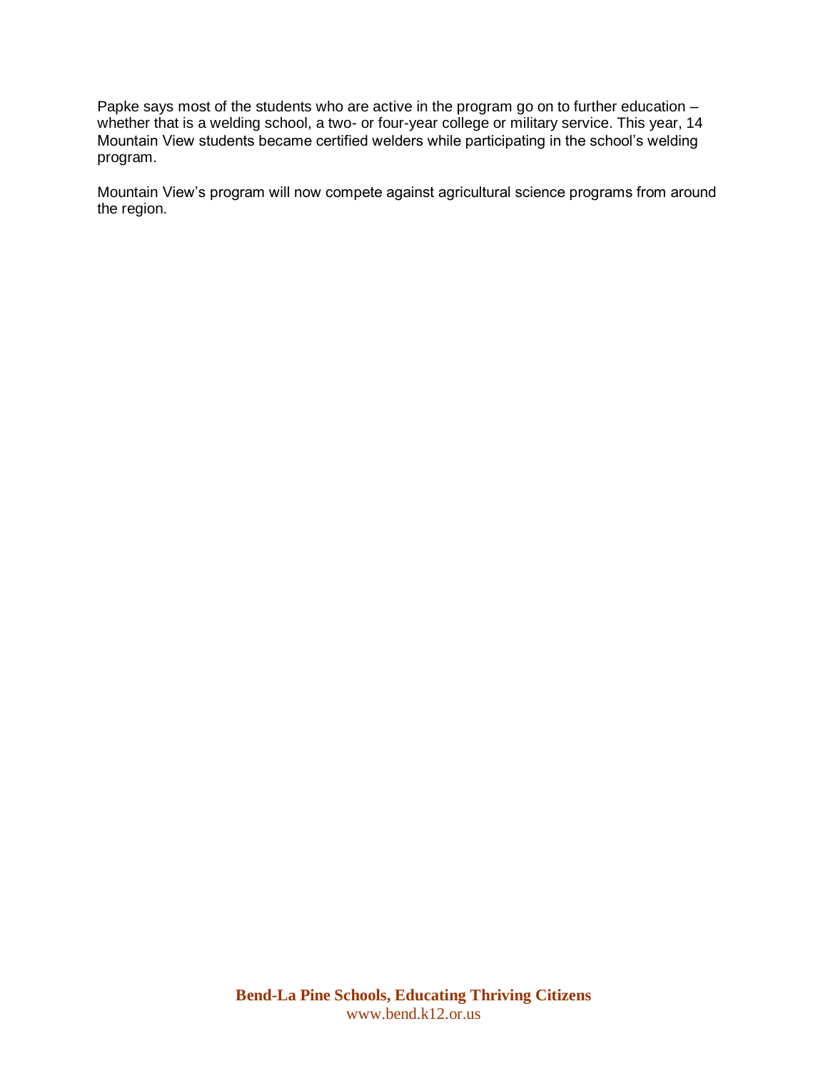Papke says most of the students who are active in the program go on to further education – whether that is a welding school, a two- or four-year college or military service. This year, 14 Mountain View students became certified welders while participating in the school's welding program.

Mountain View's program will now compete against agricultural science programs from around the region.